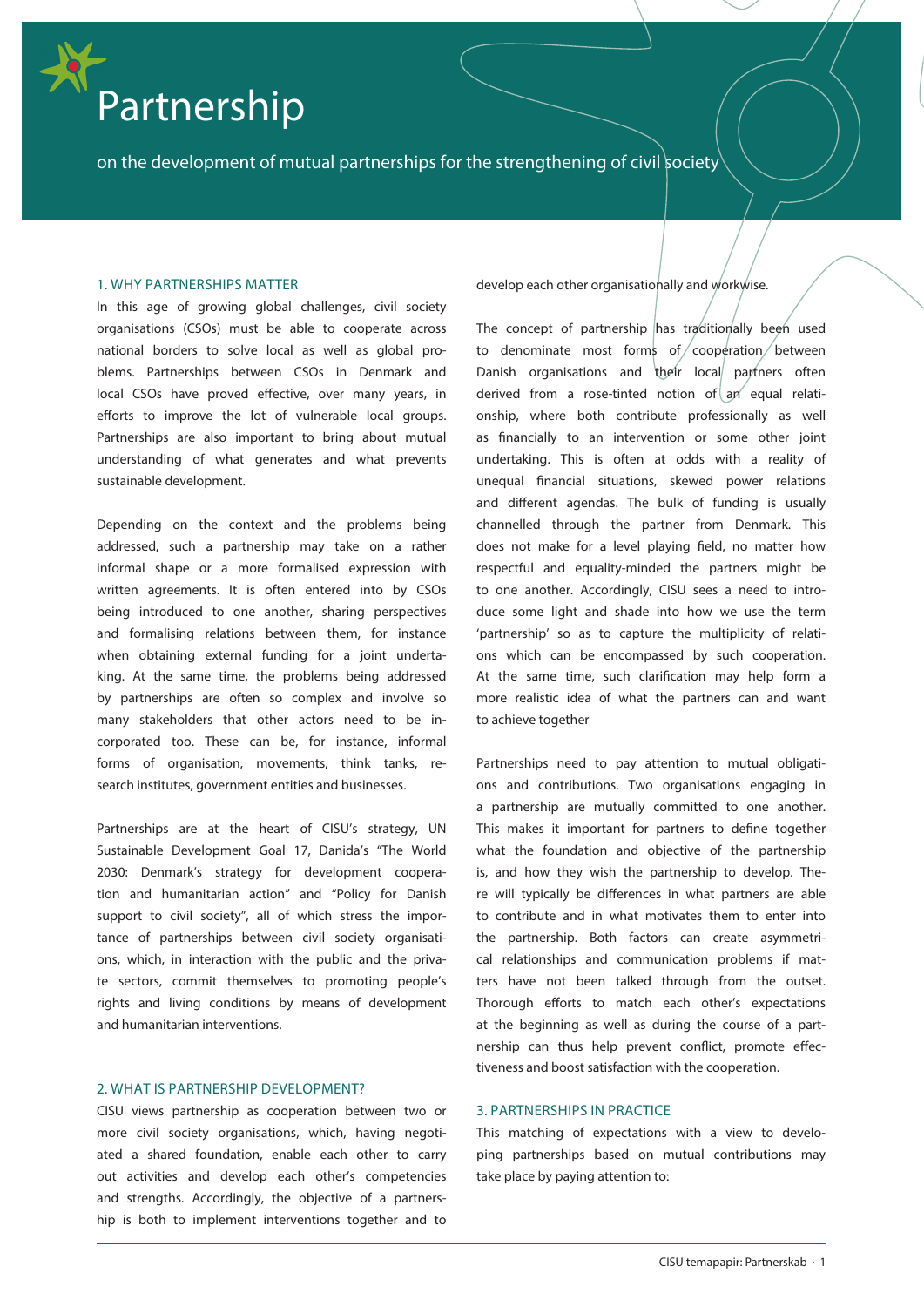# Partnership

on the development of mutual partnerships for the strengthening of civil society

## 1. WHY PARTNERSHIPS MATTER

In this age of growing global challenges, civil society organisations (CSOs) must be able to cooperate across national borders to solve local as well as global problems. Partnerships between CSOs in Denmark and local CSOs have proved effective, over many years, in efforts to improve the lot of vulnerable local groups. Partnerships are also important to bring about mutual understanding of what generates and what prevents sustainable development.

Depending on the context and the problems being addressed, such a partnership may take on a rather informal shape or a more formalised expression with written agreements. It is often entered into by CSOs being introduced to one another, sharing perspectives and formalising relations between them, for instance when obtaining external funding for a joint undertaking. At the same time, the problems being addressed by partnerships are often so complex and involve so many stakeholders that other actors need to be incorporated too. These can be, for instance, informal forms of organisation, movements, think tanks, research institutes, government entities and businesses.

Partnerships are at the heart of CISU's strategy, UN Sustainable Development Goal 17, Danida's "The World 2030: Denmark's strategy for development cooperation and humanitarian action" and "Policy for Danish support to civil society", all of which stress the importance of partnerships between civil society organisations, which, in interaction with the public and the private sectors, commit themselves to promoting people's rights and living conditions by means of development and humanitarian interventions.

## 2. WHAT IS PARTNERSHIP DEVELOPMENT?

CISU views partnership as cooperation between two or more civil society organisations, which, having negotiated a shared foundation, enable each other to carry out activities and develop each other's competencies and strengths. Accordingly, the objective of a partnership is both to implement interventions together and to develop each other organisationally and workwise.

The concept of partnership has traditionally been used to denominate most forms of cooperation between Danish organisations and their local partners often derived from a rose-tinted notion of an equal relationship, where both contribute professionally as well as financially to an intervention or some other joint undertaking. This is often at odds with a reality of unequal financial situations, skewed power relations and different agendas. The bulk of funding is usually channelled through the partner from Denmark. This does not make for a level playing field, no matter how respectful and equality-minded the partners might be to one another. Accordingly, CISU sees a need to introduce some light and shade into how we use the term 'partnership' so as to capture the multiplicity of relations which can be encompassed by such cooperation. At the same time, such clarification may help form a more realistic idea of what the partners can and want to achieve together

Partnerships need to pay attention to mutual obligations and contributions. Two organisations engaging in a partnership are mutually committed to one another. This makes it important for partners to define together what the foundation and objective of the partnership is, and how they wish the partnership to develop. There will typically be differences in what partners are able to contribute and in what motivates them to enter into the partnership. Both factors can create asymmetrical relationships and communication problems if matters have not been talked through from the outset. Thorough efforts to match each other's expectations at the beginning as well as during the course of a partnership can thus help prevent conflict, promote effectiveness and boost satisfaction with the cooperation.

## 3. PARTNERSHIPS IN PRACTICE

This matching of expectations with a view to developing partnerships based on mutual contributions may take place by paying attention to: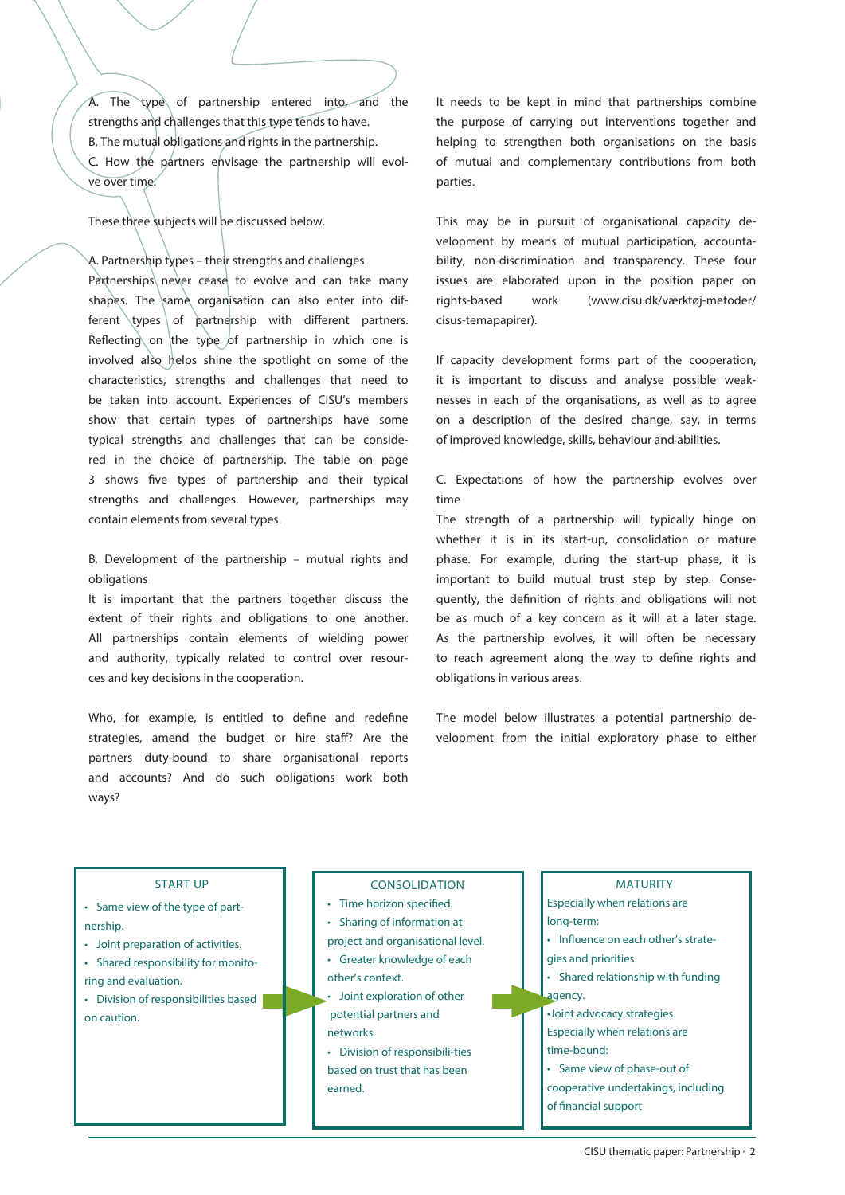A. The type of partnership entered into, and the strengths and challenges that this type tends to have.
B. The mutual obligations and rights in the partnership.
C. How the partners envisage the partnership will evolve over time.

These three subjects will be discussed below.

A. Partnership types – their strengths and challenges

Partnerships never cease to evolve and can take many shapes. The same organisation can also enter into different types of partnership with different partners. Reflecting on the type of partnership in which one is involved also helps shine the spotlight on some of the characteristics, strengths and challenges that need to be taken into account. Experiences of CISU's members show that certain types of partnerships have some typical strengths and challenges that can be considered in the choice of partnership. The table on page 3 shows five types of partnership and their typical strengths and challenges. However, partnerships may contain elements from several types.

B. Development of the partnership – mutual rights and obligations

It is important that the partners together discuss the extent of their rights and obligations to one another. All partnerships contain elements of wielding power and authority, typically related to control over resources and key decisions in the cooperation.

Who, for example, is entitled to define and redefine strategies, amend the budget or hire staff? Are the partners duty-bound to share organisational reports and accounts? And do such obligations work both ways?

It needs to be kept in mind that partnerships combine the purpose of carrying out interventions together and helping to strengthen both organisations on the basis of mutual and complementary contributions from both parties.

This may be in pursuit of organisational capacity development by means of mutual participation, accountability, non-discrimination and transparency. These four issues are elaborated upon in the position paper on rights-based work (www.cisu.dk/værktøj-metoder/cisus-temapapirer).

If capacity development forms part of the cooperation, it is important to discuss and analyse possible weaknesses in each of the organisations, as well as to agree on a description of the desired change, say, in terms of improved knowledge, skills, behaviour and abilities.

C. Expectations of how the partnership evolves over time

The strength of a partnership will typically hinge on whether it is in its start-up, consolidation or mature phase. For example, during the start-up phase, it is important to build mutual trust step by step. Consequently, the definition of rights and obligations will not be as much of a key concern as it will at a later stage. As the partnership evolves, it will often be necessary to reach agreement along the way to define rights and obligations in various areas.

The model below illustrates a potential partnership development from the initial exploratory phase to either

| START-UP | CONSOLIDATION | MATURITY |
| --- | --- | --- |
| • Same view of the type of partnership.<br>• Joint preparation of activities.<br>• Shared responsibility for monitoring and evaluation.<br>• Division of responsibilities based on caution. | • Time horizon specified.<br>• Sharing of information at project and organisational level.<br>• Greater knowledge of each other's context.<br>• Joint exploration of other potential partners and networks.<br>• Division of responsibilities based on trust that has been earned. | Especially when relations are long-term:<br>• Influence on each other's strategies and priorities.<br>• Shared relationship with funding agency.<br>• Joint advocacy strategies.<br>Especially when relations are time-bound:<br>• Same view of phase-out of cooperative undertakings, including of financial support |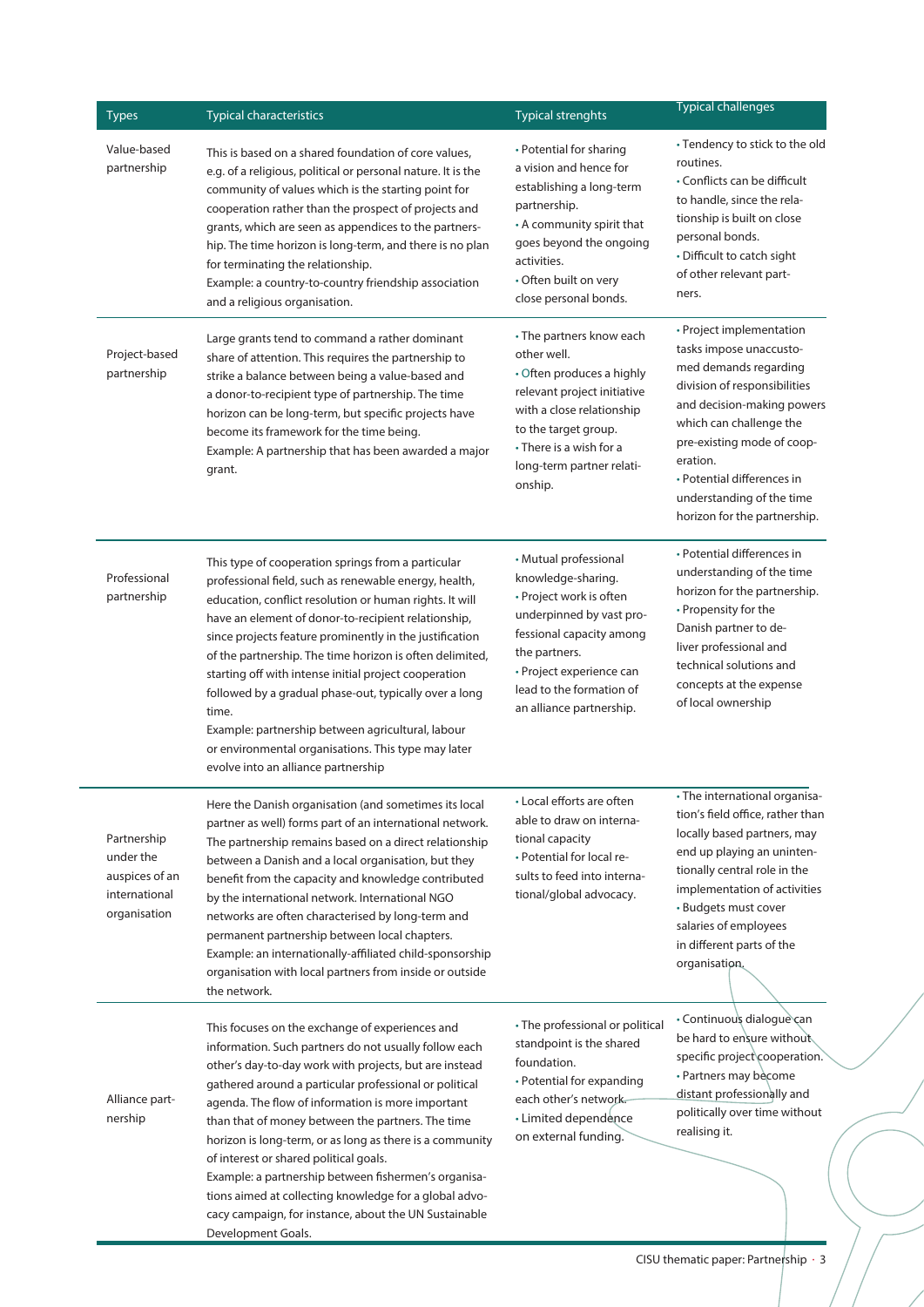| Types | Typical characteristics | Typical strenghts | Typical challenges |
|---|---|---|---|
| Value-based partnership | This is based on a shared foundation of core values, e.g. of a religious, political or personal nature. It is the community of values which is the starting point for cooperation rather than the prospect of projects and grants, which are seen as appendices to the partnership. The time horizon is long-term, and there is no plan for terminating the relationship.<br>Example: a country-to-country friendship association and a religious organisation. | • Potential for sharing a vision and hence for establishing a long-term partnership.<br>• A community spirit that goes beyond the ongoing activities.<br>• Often built on very close personal bonds. | • Tendency to stick to the old routines.<br>• Conflicts can be difficult to handle, since the relationship is built on close personal bonds.<br>• Difficult to catch sight of other relevant partners. |
| Project-based partnership | Large grants tend to command a rather dominant share of attention. This requires the partnership to strike a balance between being a value-based and a donor-to-recipient type of partnership. The time horizon can be long-term, but specific projects have become its framework for the time being.<br>Example: A partnership that has been awarded a major grant. | • The partners know each other well.<br>• Often produces a highly relevant project initiative with a close relationship to the target group.<br>• There is a wish for a long-term partner relationship. | • Project implementation tasks impose unaccustomed demands regarding division of responsibilities and decision-making powers which can challenge the pre-existing mode of cooperation.<br>• Potential differences in understanding of the time horizon for the partnership. |
| Professional partnership | This type of cooperation springs from a particular professional field, such as renewable energy, health, education, conflict resolution or human rights. It will have an element of donor-to-recipient relationship, since projects feature prominently in the justification of the partnership. The time horizon is often delimited, starting off with intense initial project cooperation followed by a gradual phase-out, typically over a long time.<br>Example: partnership between agricultural, labour or environmental organisations. This type may later evolve into an alliance partnership | • Mutual professional knowledge-sharing.<br>• Project work is often underpinned by vast professional capacity among the partners.<br>• Project experience can lead to the formation of an alliance partnership. | • Potential differences in understanding of the time horizon for the partnership.<br>• Propensity for the Danish partner to deliver professional and technical solutions and concepts at the expense of local ownership |
| Partnership under the auspices of an international organisation | Here the Danish organisation (and sometimes its local partner as well) forms part of an international network. The partnership remains based on a direct relationship between a Danish and a local organisation, but they benefit from the capacity and knowledge contributed by the international network. International NGO networks are often characterised by long-term and permanent partnership between local chapters.<br>Example: an internationally-affiliated child-sponsorship organisation with local partners from inside or outside the network. | • Local efforts are often able to draw on international capacity<br>• Potential for local results to feed into international/global advocacy. | • The international organisation's field office, rather than locally based partners, may end up playing an unintentionally central role in the implementation of activities<br>• Budgets must cover salaries of employees in different parts of the organisation. |
| Alliance partnership | This focuses on the exchange of experiences and information. Such partners do not usually follow each other's day-to-day work with projects, but are instead gathered around a particular professional or political agenda. The flow of information is more important than that of money between the partners. The time horizon is long-term, or as long as there is a community of interest or shared political goals.<br>Example: a partnership between fishermen's organisations aimed at collecting knowledge for a global advocacy campaign, for instance, about the UN Sustainable Development Goals. | • The professional or political standpoint is the shared foundation.<br>• Potential for expanding each other's network.<br>• Limited dependence on external funding. | • Continuous dialogue can be hard to ensure without specific project cooperation.<br>• Partners may become distant professionally and politically over time without realising it. |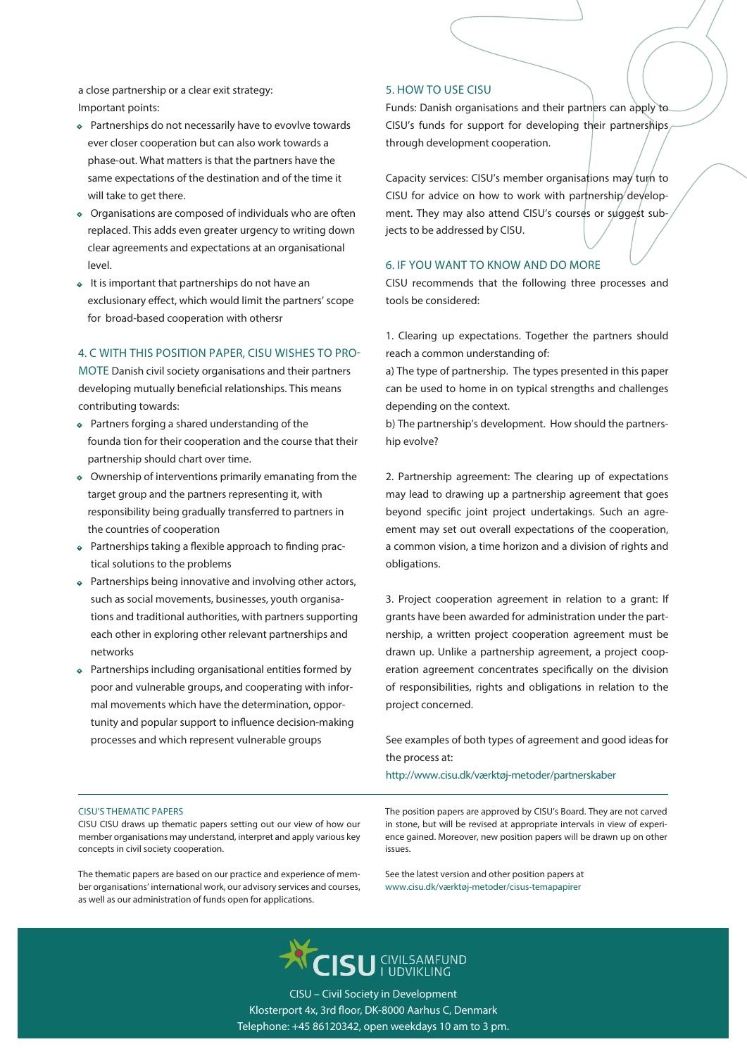a close partnership or a clear exit strategy:

Important points:

- Partnerships do not necessarily have to evovlve towards ever closer cooperation but can also work towards a phase-out. What matters is that the partners have the same expectations of the destination and of the time it will take to get there.
- Organisations are composed of individuals who are often replaced. This adds even greater urgency to writing down clear agreements and expectations at an organisational level.
- It is important that partnerships do not have an exclusionary effect, which would limit the partners' scope for broad-based cooperation with othersr

## 4. C WITH THIS POSITION PAPER, CISU WISHES TO PROMOTE

Danish civil society organisations and their partners developing mutually beneficial relationships. This means contributing towards:

- Partners forging a shared understanding of the founda tion for their cooperation and the course that their partnership should chart over time.
- Ownership of interventions primarily emanating from the target group and the partners representing it, with responsibility being gradually transferred to partners in the countries of cooperation
- Partnerships taking a flexible approach to finding practical solutions to the problems
- Partnerships being innovative and involving other actors, such as social movements, businesses, youth organisations and traditional authorities, with partners supporting each other in exploring other relevant partnerships and networks
- Partnerships including organisational entities formed by poor and vulnerable groups, and cooperating with informal movements which have the determination, opportunity and popular support to influence decision-making processes and which represent vulnerable groups

## 5. HOW TO USE CISU

Funds: Danish organisations and their partners can apply to CISU's funds for support for developing their partnerships through development cooperation.

Capacity services: CISU's member organisations may turn to CISU for advice on how to work with partnership development. They may also attend CISU's courses or suggest subjects to be addressed by CISU.

## 6. IF YOU WANT TO KNOW AND DO MORE

CISU recommends that the following three processes and tools be considered:

1. Clearing up expectations. Together the partners should reach a common understanding of:

a) The type of partnership. The types presented in this paper can be used to home in on typical strengths and challenges depending on the context.

b) The partnership's development. How should the partnership evolve?

2. Partnership agreement: The clearing up of expectations may lead to drawing up a partnership agreement that goes beyond specific joint project undertakings. Such an agreement may set out overall expectations of the cooperation, a common vision, a time horizon and a division of rights and obligations.

3. Project cooperation agreement in relation to a grant: If grants have been awarded for administration under the partnership, a written project cooperation agreement must be drawn up. Unlike a partnership agreement, a project cooperation agreement concentrates specifically on the division of responsibilities, rights and obligations in relation to the project concerned.

See examples of both types of agreement and good ideas for the process at:

http://www.cisu.dk/værktøj-metoder/partnerskaber

---

### CISU'S THEMATIC PAPERS

CISU CISU draws up thematic papers setting out our view of how our member organisations may understand, interpret and apply various key concepts in civil society cooperation.

The thematic papers are based on our practice and experience of member organisations' international work, our advisory services and courses, as well as our administration of funds open for applications.

The position papers are approved by CISU's Board. They are not carved in stone, but will be revised at appropriate intervals in view of experience gained. Moreover, new position papers will be drawn up on other issues.

See the latest version and other position papers at www.cisu.dk/værktøj-metoder/cisus-temapapirer

CISU CIVILSAMFUND I UDVIKLING

CISU – Civil Society in Development
Klosterport 4x, 3rd floor, DK-8000 Aarhus C, Denmark
Telephone: +45 86120342, open weekdays 10 am to 3 pm.